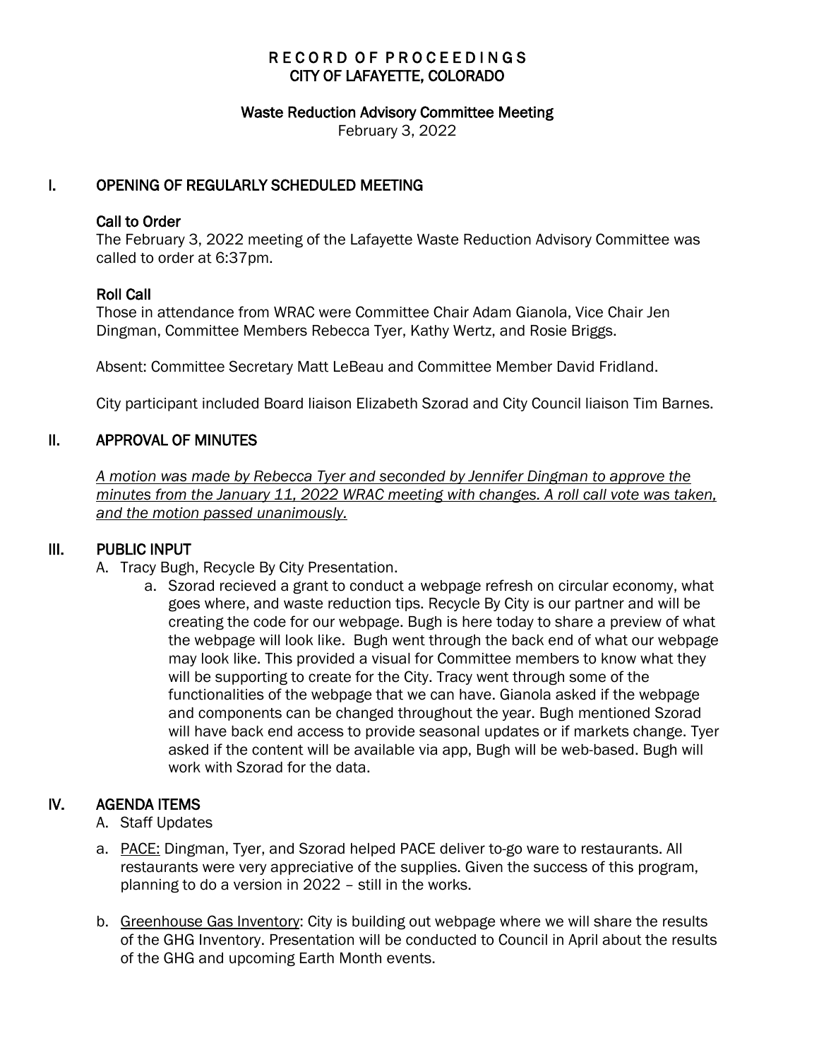# RECORD OF PROCEEDINGS
# CITY OF LAFAYETTE, COLORADO

## Waste Reduction Advisory Committee Meeting

February 3, 2022

## I. OPENING OF REGULARLY SCHEDULED MEETING

### Call to Order

The February 3, 2022 meeting of the Lafayette Waste Reduction Advisory Committee was called to order at 6:37pm.

### Roll Call

Those in attendance from WRAC were Committee Chair Adam Gianola, Vice Chair Jen Dingman, Committee Members Rebecca Tyer, Kathy Wertz, and Rosie Briggs.

Absent: Committee Secretary Matt LeBeau and Committee Member David Fridland.

City participant included Board liaison Elizabeth Szorad and City Council liaison Tim Barnes.

## II. APPROVAL OF MINUTES

*A motion was made by Rebecca Tyer and seconded by Jennifer Dingman to approve the minutes from the January 11, 2022 WRAC meeting with changes. A roll call vote was taken, and the motion passed unanimously.*

## III. PUBLIC INPUT

A. Tracy Bugh, Recycle By City Presentation.

a. Szorad recieved a grant to conduct a webpage refresh on circular economy, what goes where, and waste reduction tips. Recycle By City is our partner and will be creating the code for our webpage. Bugh is here today to share a preview of what the webpage will look like. Bugh went through the back end of what our webpage may look like. This provided a visual for Committee members to know what they will be supporting to create for the City. Tracy went through some of the functionalities of the webpage that we can have. Gianola asked if the webpage and components can be changed throughout the year. Bugh mentioned Szorad will have back end access to provide seasonal updates or if markets change. Tyer asked if the content will be available via app, Bugh will be web-based. Bugh will work with Szorad for the data.

## IV. AGENDA ITEMS

A. Staff Updates

a. PACE: Dingman, Tyer, and Szorad helped PACE deliver to-go ware to restaurants. All restaurants were very appreciative of the supplies. Given the success of this program, planning to do a version in 2022 – still in the works.

b. Greenhouse Gas Inventory: City is building out webpage where we will share the results of the GHG Inventory. Presentation will be conducted to Council in April about the results of the GHG and upcoming Earth Month events.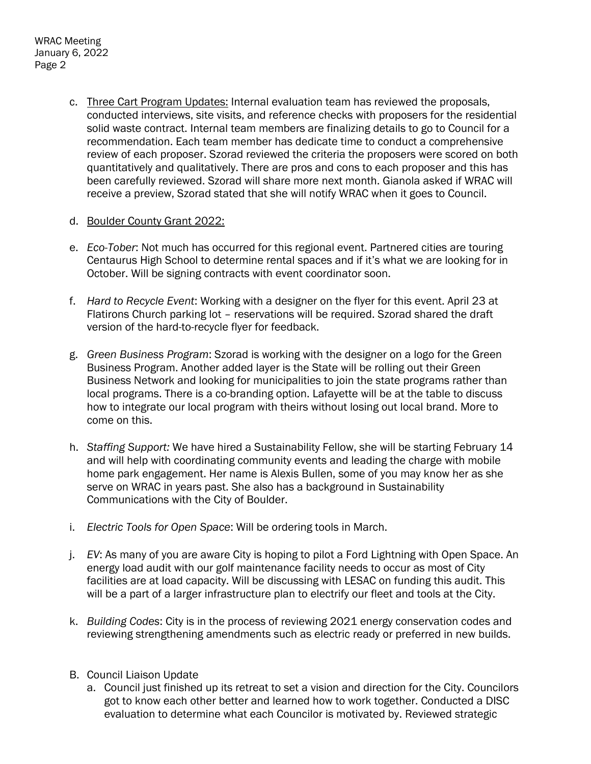c. Three Cart Program Updates: Internal evaluation team has reviewed the proposals, conducted interviews, site visits, and reference checks with proposers for the residential solid waste contract. Internal team members are finalizing details to go to Council for a recommendation. Each team member has dedicate time to conduct a comprehensive review of each proposer. Szorad reviewed the criteria the proposers were scored on both quantitatively and qualitatively. There are pros and cons to each proposer and this has been carefully reviewed. Szorad will share more next month. Gianola asked if WRAC will receive a preview, Szorad stated that she will notify WRAC when it goes to Council.

d. Boulder County Grant 2022:

e. *Eco-Tober*: Not much has occurred for this regional event. Partnered cities are touring Centaurus High School to determine rental spaces and if it's what we are looking for in October. Will be signing contracts with event coordinator soon.

f. *Hard to Recycle Event*: Working with a designer on the flyer for this event. April 23 at Flatirons Church parking lot – reservations will be required. Szorad shared the draft version of the hard-to-recycle flyer for feedback.

g. *Green Business Program*: Szorad is working with the designer on a logo for the Green Business Program. Another added layer is the State will be rolling out their Green Business Network and looking for municipalities to join the state programs rather than local programs. There is a co-branding option. Lafayette will be at the table to discuss how to integrate our local program with theirs without losing out local brand. More to come on this.

h. *Staffing Support:* We have hired a Sustainability Fellow, she will be starting February 14 and will help with coordinating community events and leading the charge with mobile home park engagement. Her name is Alexis Bullen, some of you may know her as she serve on WRAC in years past. She also has a background in Sustainability Communications with the City of Boulder.

i. *Electric Tools for Open Space*: Will be ordering tools in March.

j. *EV*: As many of you are aware City is hoping to pilot a Ford Lightning with Open Space. An energy load audit with our golf maintenance facility needs to occur as most of City facilities are at load capacity. Will be discussing with LESAC on funding this audit. This will be a part of a larger infrastructure plan to electrify our fleet and tools at the City.

k. *Building Codes*: City is in the process of reviewing 2021 energy conservation codes and reviewing strengthening amendments such as electric ready or preferred in new builds.

B. Council Liaison Update

a. Council just finished up its retreat to set a vision and direction for the City. Councilors got to know each other better and learned how to work together. Conducted a DISC evaluation to determine what each Councilor is motivated by. Reviewed strategic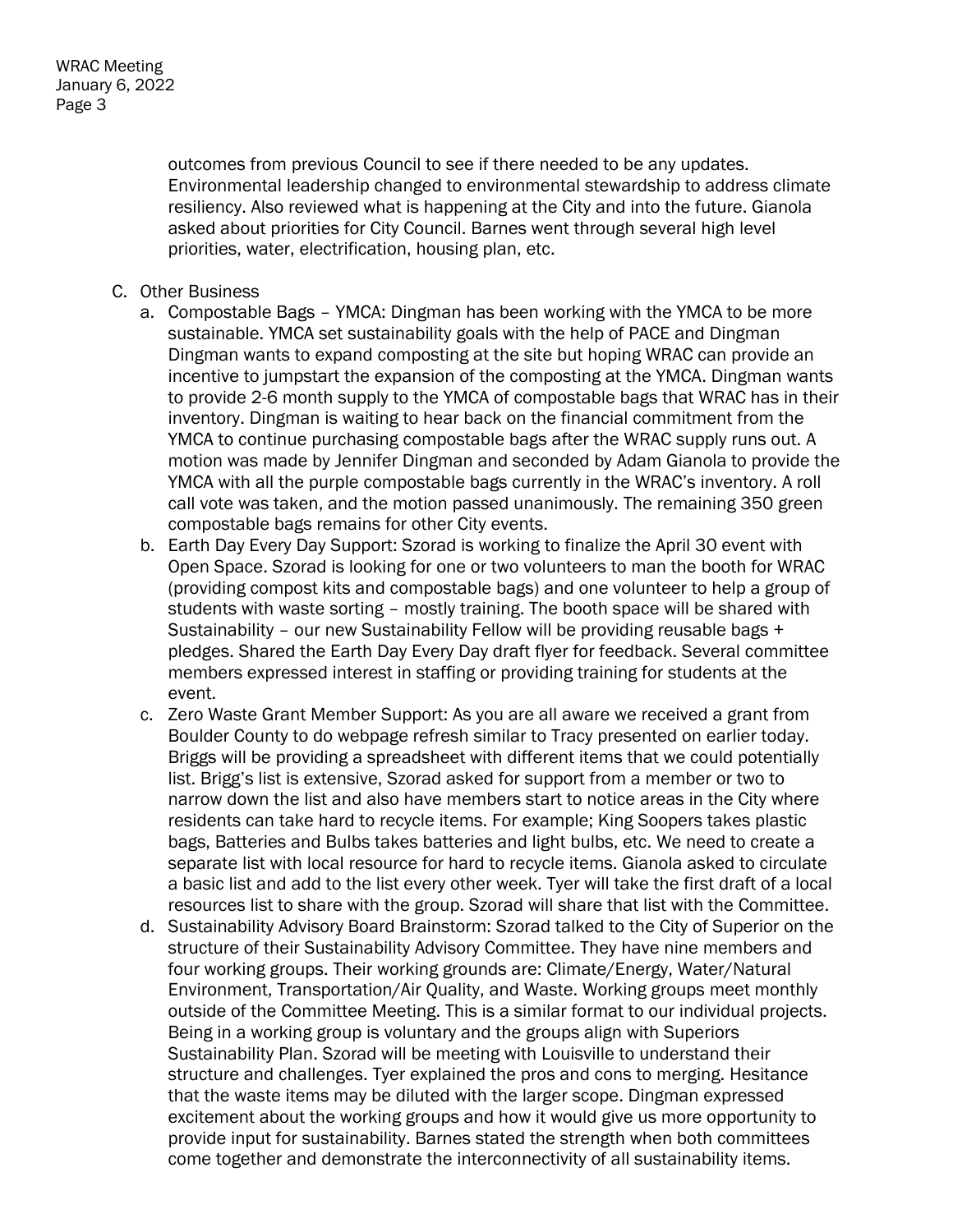outcomes from previous Council to see if there needed to be any updates. Environmental leadership changed to environmental stewardship to address climate resiliency. Also reviewed what is happening at the City and into the future. Gianola asked about priorities for City Council. Barnes went through several high level priorities, water, electrification, housing plan, etc.

C. Other Business

a. Compostable Bags – YMCA: Dingman has been working with the YMCA to be more sustainable. YMCA set sustainability goals with the help of PACE and Dingman Dingman wants to expand composting at the site but hoping WRAC can provide an incentive to jumpstart the expansion of the composting at the YMCA. Dingman wants to provide 2-6 month supply to the YMCA of compostable bags that WRAC has in their inventory. Dingman is waiting to hear back on the financial commitment from the YMCA to continue purchasing compostable bags after the WRAC supply runs out. A motion was made by Jennifer Dingman and seconded by Adam Gianola to provide the YMCA with all the purple compostable bags currently in the WRAC's inventory. A roll call vote was taken, and the motion passed unanimously. The remaining 350 green compostable bags remains for other City events.

b. Earth Day Every Day Support: Szorad is working to finalize the April 30 event with Open Space. Szorad is looking for one or two volunteers to man the booth for WRAC (providing compost kits and compostable bags) and one volunteer to help a group of students with waste sorting – mostly training. The booth space will be shared with Sustainability – our new Sustainability Fellow will be providing reusable bags + pledges. Shared the Earth Day Every Day draft flyer for feedback. Several committee members expressed interest in staffing or providing training for students at the event.

c. Zero Waste Grant Member Support: As you are all aware we received a grant from Boulder County to do webpage refresh similar to Tracy presented on earlier today. Briggs will be providing a spreadsheet with different items that we could potentially list. Brigg's list is extensive, Szorad asked for support from a member or two to narrow down the list and also have members start to notice areas in the City where residents can take hard to recycle items. For example; King Soopers takes plastic bags, Batteries and Bulbs takes batteries and light bulbs, etc. We need to create a separate list with local resource for hard to recycle items. Gianola asked to circulate a basic list and add to the list every other week. Tyer will take the first draft of a local resources list to share with the group. Szorad will share that list with the Committee.

d. Sustainability Advisory Board Brainstorm: Szorad talked to the City of Superior on the structure of their Sustainability Advisory Committee. They have nine members and four working groups. Their working grounds are: Climate/Energy, Water/Natural Environment, Transportation/Air Quality, and Waste. Working groups meet monthly outside of the Committee Meeting. This is a similar format to our individual projects. Being in a working group is voluntary and the groups align with Superiors Sustainability Plan. Szorad will be meeting with Louisville to understand their structure and challenges. Tyer explained the pros and cons to merging. Hesitance that the waste items may be diluted with the larger scope. Dingman expressed excitement about the working groups and how it would give us more opportunity to provide input for sustainability. Barnes stated the strength when both committees come together and demonstrate the interconnectivity of all sustainability items.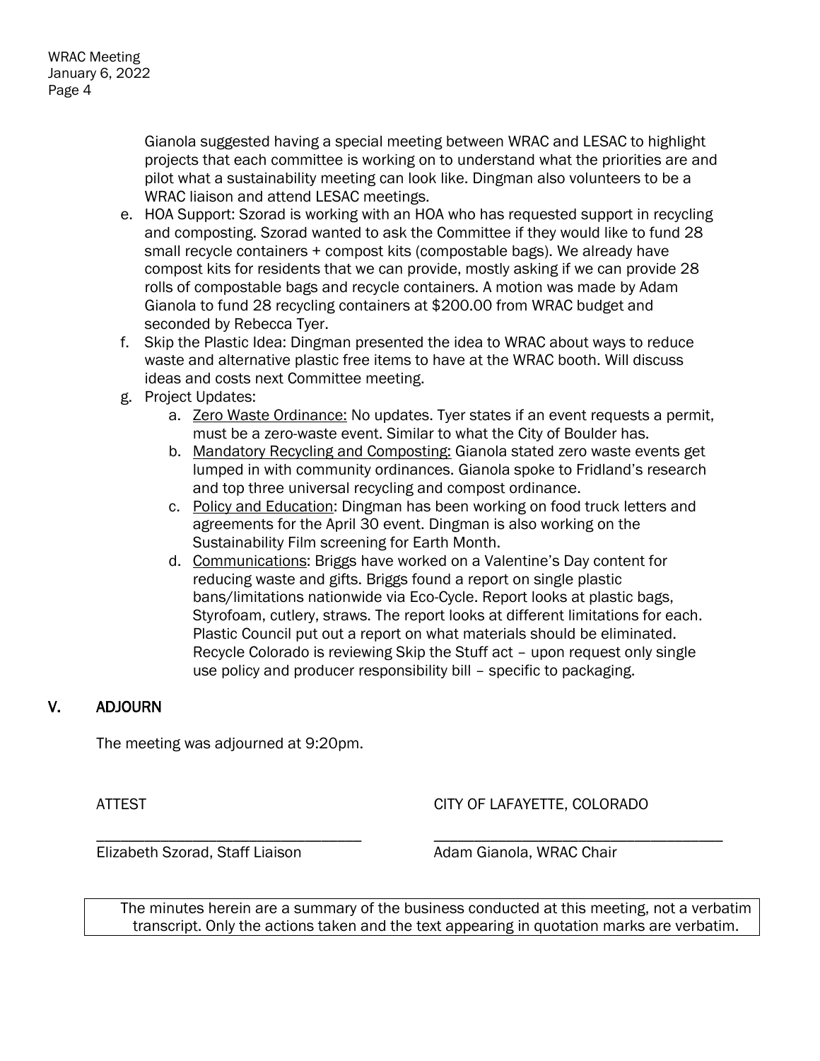Gianola suggested having a special meeting between WRAC and LESAC to highlight projects that each committee is working on to understand what the priorities are and pilot what a sustainability meeting can look like. Dingman also volunteers to be a WRAC liaison and attend LESAC meetings.

e. HOA Support: Szorad is working with an HOA who has requested support in recycling and composting. Szorad wanted to ask the Committee if they would like to fund 28 small recycle containers + compost kits (compostable bags). We already have compost kits for residents that we can provide, mostly asking if we can provide 28 rolls of compostable bags and recycle containers. A motion was made by Adam Gianola to fund 28 recycling containers at $200.00 from WRAC budget and seconded by Rebecca Tyer.
f. Skip the Plastic Idea: Dingman presented the idea to WRAC about ways to reduce waste and alternative plastic free items to have at the WRAC booth. Will discuss ideas and costs next Committee meeting.
g. Project Updates:
    a. Zero Waste Ordinance: No updates. Tyer states if an event requests a permit, must be a zero-waste event. Similar to what the City of Boulder has.
    b. Mandatory Recycling and Composting: Gianola stated zero waste events get lumped in with community ordinances. Gianola spoke to Fridland's research and top three universal recycling and compost ordinance.
    c. Policy and Education: Dingman has been working on food truck letters and agreements for the April 30 event. Dingman is also working on the Sustainability Film screening for Earth Month.
    d. Communications: Briggs have worked on a Valentine's Day content for reducing waste and gifts. Briggs found a report on single plastic bans/limitations nationwide via Eco-Cycle. Report looks at plastic bags, Styrofoam, cutlery, straws. The report looks at different limitations for each. Plastic Council put out a report on what materials should be eliminated. Recycle Colorado is reviewing Skip the Stuff act – upon request only single use policy and producer responsibility bill – specific to packaging.

## V. ADJOURN

The meeting was adjourned at 9:20pm.

ATTEST

_________________________________
Elizabeth Szorad, Staff Liaison

CITY OF LAFAYETTE, COLORADO

_____________________________________
Adam Gianola, WRAC Chair

The minutes herein are a summary of the business conducted at this meeting, not a verbatim transcript. Only the actions taken and the text appearing in quotation marks are verbatim.